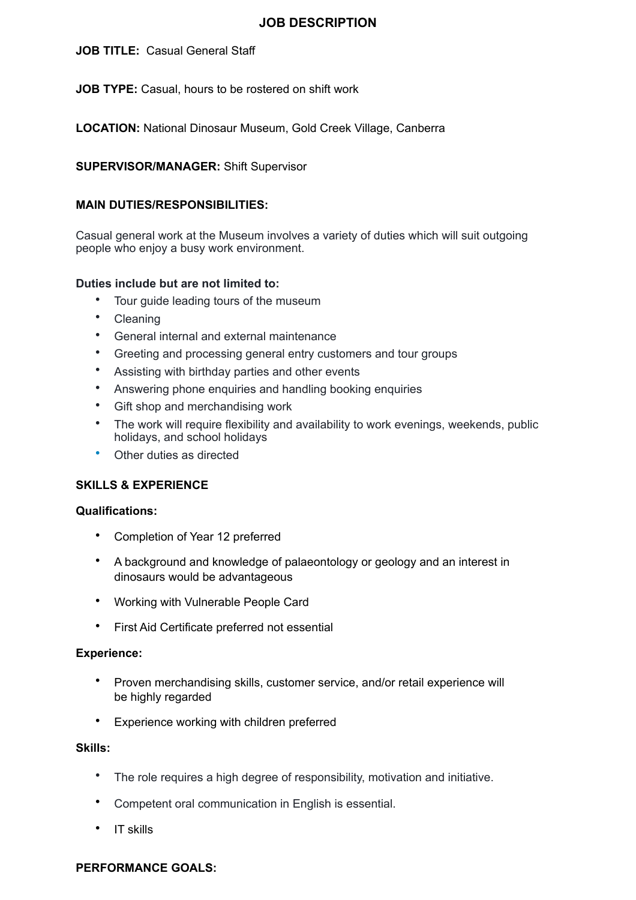# JOB DESCRIPTION

**JOB TITLE:** Casual General Staff

**JOB TYPE:** Casual, hours to be rostered on shift work

**LOCATION:** National Dinosaur Museum, Gold Creek Village, Canberra

**SUPERVISOR/MANAGER:** Shift Supervisor

## MAIN DUTIES/RESPONSIBILITIES:

Casual general work at the Museum involves a variety of duties which will suit outgoing people who enjoy a busy work environment.

**Duties include but are not limited to:**

- Tour guide leading tours of the museum
- Cleaning
- General internal and external maintenance
- Greeting and processing general entry customers and tour groups
- Assisting with birthday parties and other events
- Answering phone enquiries and handling booking enquiries
- Gift shop and merchandising work
- The work will require flexibility and availability to work evenings, weekends, public holidays, and school holidays
- Other duties as directed

## SKILLS & EXPERIENCE

### Qualifications:

- Completion of Year 12 preferred
- A background and knowledge of palaeontology or geology and an interest in dinosaurs would be advantageous
- Working with Vulnerable People Card
- First Aid Certificate preferred not essential

### Experience:

- Proven merchandising skills, customer service, and/or retail experience will be highly regarded
- Experience working with children preferred

### Skills:

- The role requires a high degree of responsibility, motivation and initiative.
- Competent oral communication in English is essential.
- IT skills

## PERFORMANCE GOALS: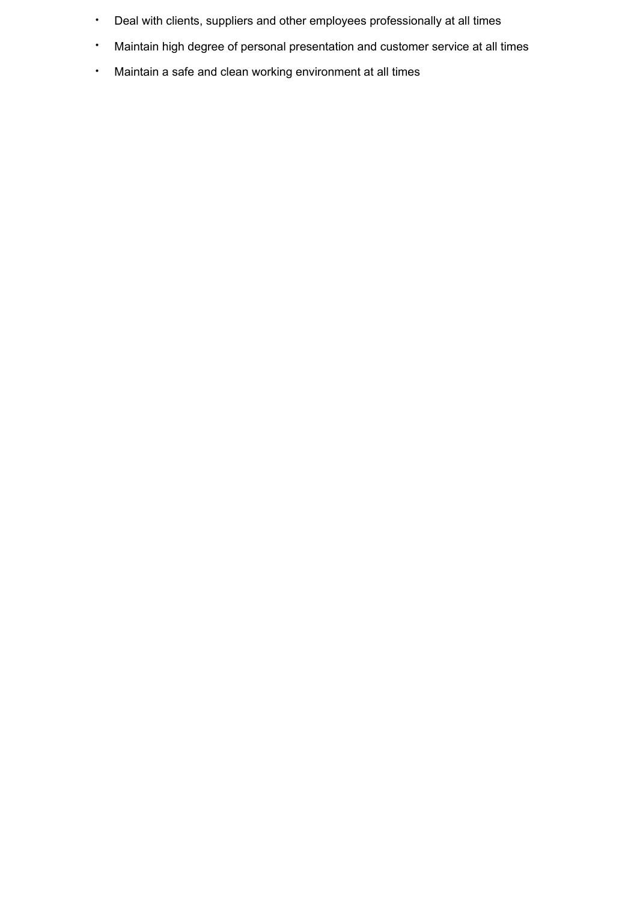- Deal with clients, suppliers and other employees professionally at all times
- Maintain high degree of personal presentation and customer service at all times
- Maintain a safe and clean working environment at all times